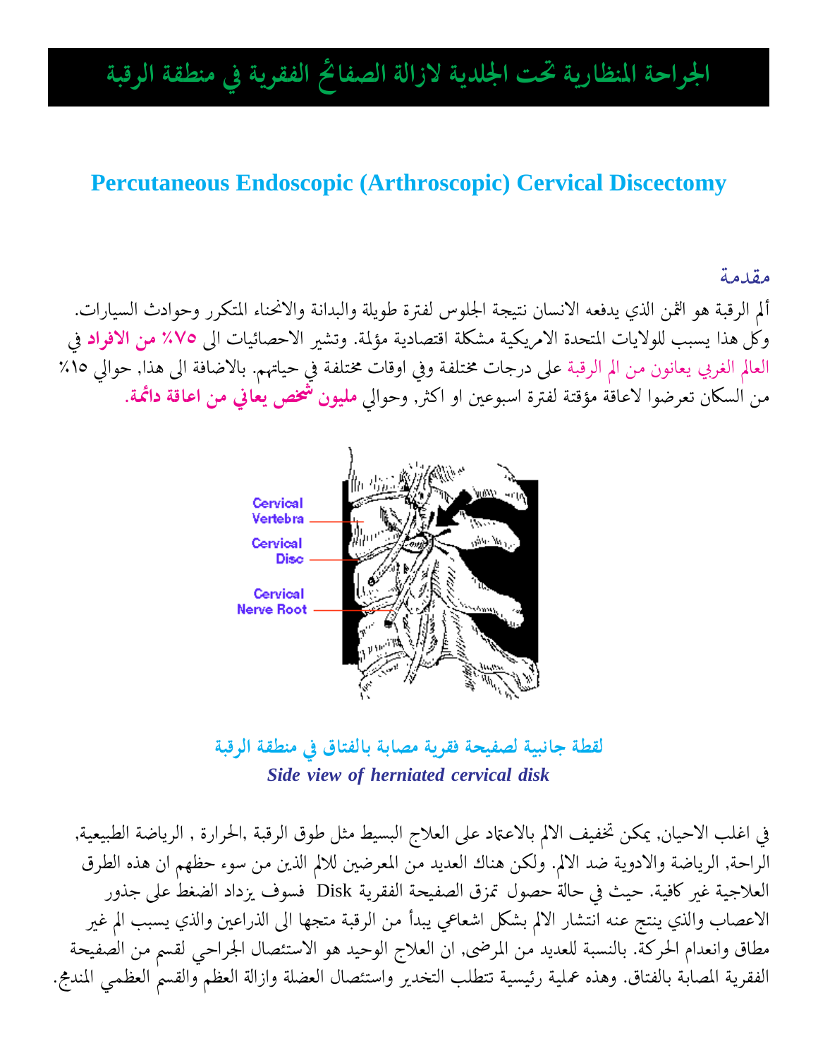# الجراحة المنظارية تحت الجلدية لازالة الصفائح الفقرية في منطقة الرقبة

## Percutaneous Endoscopic (Arthroscopic) Cervical Discectomy

### مقدمة

ألم الرقبة هو الثمن الذي يدفعه الانسان نتيجة الجلوس لفترة طويلة والبدانة والانحناء المتكرر وحوادث السيارات. وكل هذا يسبب للولايات المتحدة الامريكية مشكلة اقتصادية مؤلمة. وتشير الاحصائيات الى **٧٥٪ من الافراد** في العالم الغربي يعانون من الم الرقبة على درجات مختلفة وفي اوقات مختلفة في حياتهم. بالاضافة الى هذا, حوالي ١٥٪ من السكان تعرضوا لاعاقة مؤقتة لفترة اسبوعين او اكثر, وحوالي **مليون شخص يعاني من اعاقة دائمة**.

Cervical Vertebra

Cervical Disc

Cervical Nerve Root

**لقطة جانبية لصفيحة فقرية مصابة بالفتاق في منطقة الرقبة**

***Side view of herniated cervical disk***

في اغلب الاحيان, يمكن تخفيف الالم بالاعتماد على العلاج البسيط مثل طوق الرقبة ,الحرارة , الرياضة الطبيعية, الراحة, الرياضة والادوية ضد الالم. ولكن هناك العديد من المعرضين للالم الذين من سوء حظهم ان هذه الطرق العلاجية غير كافية. حيث في حالة حصول تمزق الصفيحة الفقرية Disk فسوف يزداد الضغط على جذور الاعصاب والذي ينتج عنه انتشار الالم بشكل اشعاعي يبدأ من الرقبة متجها الى الذراعين والذي يسبب الم غير مطاق وانعدام الحركة. بالنسبة للعديد من المرضى, ان العلاج الوحيد هو الاستئصال الجراحي لقسم من الصفيحة الفقرية المصابة بالفتاق. وهذه عملية رئيسية تتطلب التخدير واستئصال العضلة وازالة العظم والقسم العظمي المندمج.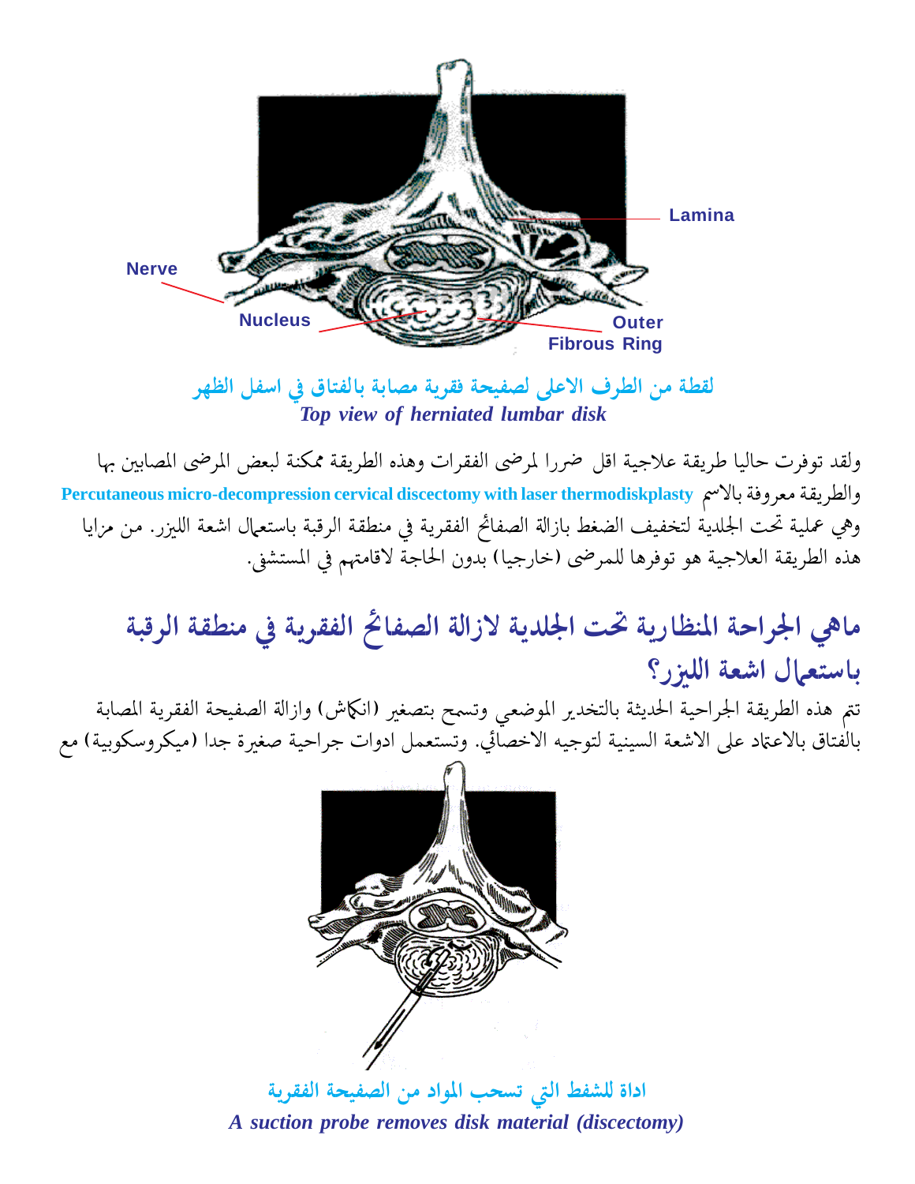Lamina

Nerve

Nucleus

Outer Fibrous Ring

**لقطة من الطرف الاعلى لصفيحة فقرية مصابة بالفتاق في اسفل الظهر**

***Top view of herniated lumbar disk***

ولقد توفرت حاليا طريقة علاجية اقل ضررا لمرضى الفقرات وهذه الطريقة ممكنة لبعض المرضى المصابين بها والطريقة معروفة بالاسم **Percutaneous micro-decompression cervical discectomy with laser thermodiskplasty** وهي عملية تحت الجلدية لتخفيف الضغط بازالة الصفائح الفقرية في منطقة الرقبة باستعمال اشعة الليزر. من مزايا هذه الطريقة العلاجية هو توفرها للمرضى (خارجيا) بدون الحاجة لاقامتهم في المستشفى.

## ماهي الجراحة المنظارية تحت الجلدية لازالة الصفائح الفقرية في منطقة الرقبة باستعمال اشعة الليزر؟

تتم هذه الطريقة الجراحية الحديثة بالتخدير الموضعي وتسمح بتصغير (انكماش) وازالة الصفيحة الفقرية المصابة بالفتاق بالاعتماد على الاشعة السينية لتوجيه الاخصائي. وتستعمل ادوات جراحية صغيرة جدا (ميكروسكوبية) مع

**اداة للشفط التي تسحب المواد من الصفيحة الفقرية**

***A suction probe removes disk material (discectomy)***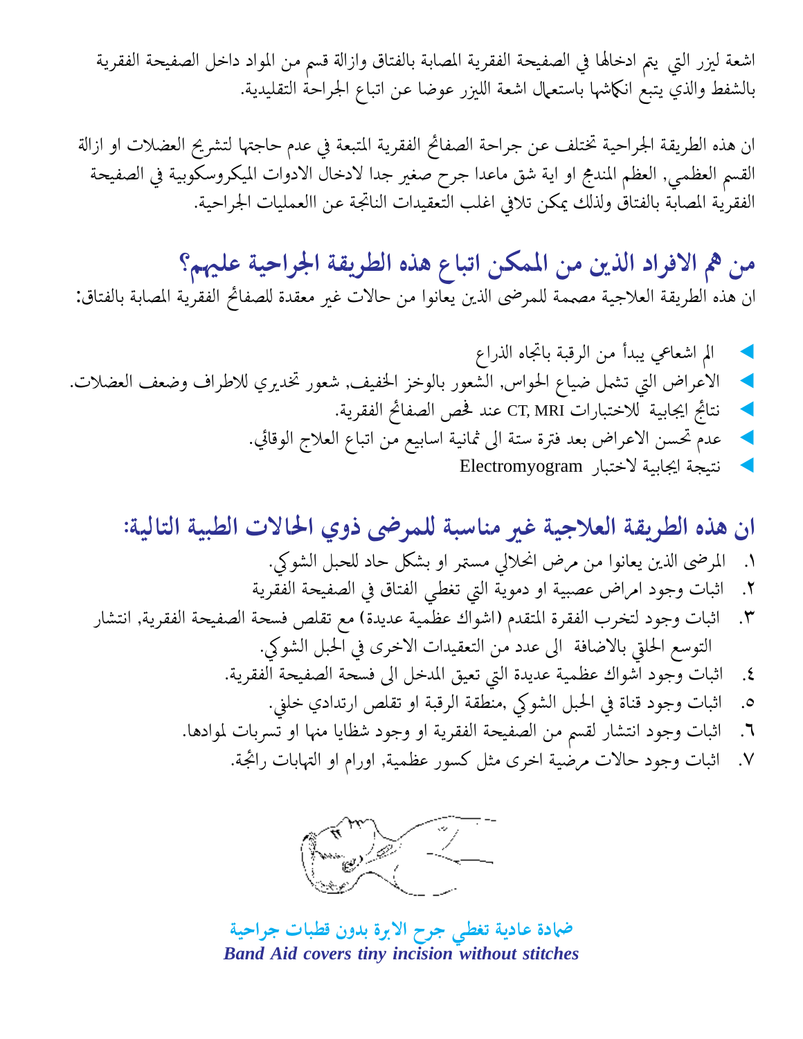اشعة ليزر التي  يتم ادخالها في الصفيحة الفقرية المصابة بالفتاق وازالة قسم من المواد داخل الصفيحة الفقرية بالشفط والذي يتبع انكماشها باستعمال اشعة الليزر عوضا عن اتباع الجراحة التقليدية.

ان هذه الطريقة الجراحية تختلف عن جراحة الصفائح الفقرية المتبعة في عدم حاجتها لتشريح العضلات او ازالة القسم العظمي, العظم المندمج او اية شق ماعدا جرح صغير جدا لادخال الادوات الميكروسكوبية في الصفيحة الفقرية المصابة بالفتاق ولذلك يمكن تلافي اغلب التعقيدات الناتجة عن االعمليات الجراحية.

## من هم الافراد الذين من الممكن اتباع هذه الطريقة الجراحية عليهم؟

ان هذه الطريقة العلاجية مصممة للمرضى الذين يعانوا من حالات غير معقدة للصفائح الفقرية المصابة بالفتاق:

- الم اشعاعي يبدأ من الرقبة باتجاه الذراع
- الاعراض التي تشمل ضياع الحواس, الشعور بالوخز الخفيف, شعور تخديري للاطراف وضعف العضلات.
- نتائج ايجابية  للاختبارات CT, MRI عند فحص الصفائح الفقرية.
- عدم تحسن الاعراض بعد فترة ستة الى ثمانية اسابيع من اتباع العلاج الوقائي.
- نتيجة ايجابية لاختبار  Electromyogram

## ان هذه الطريقة العلاجية غير مناسبة للمرضى ذوي الحالات الطبية التالية:

١.  المرضى الذين يعانوا من مرض انحلالي مستمر او بشكل حاد للحبل الشوكي.
٢.  اثبات وجود امراض عصبية او دموية التي تغطي الفتاق في الصفيحة الفقرية
٣.  اثبات وجود لتخرب الفقرة المتقدم (اشواك عظمية عديدة) مع تقلص فسحة الصفيحة الفقرية, انتشار التوسع الحلقي بالاضافة  الى عدد من التعقيدات الاخرى في الحبل الشوكي.
٤.  اثبات وجود اشواك عظمية عديدة التي تعيق المدخل الى فسحة الصفيحة الفقرية.
٥.  اثبات وجود قناة في الحبل الشوكي ,منطقة الرقبة او تقلص ارتدادي خلفي.
٦.  اثبات وجود انتشار لقسم من الصفيحة الفقرية او وجود شظايا منها او تسربات لموادها.
٧.  اثبات وجود حالات مرضية اخرى مثل كسور عظمية, اورام او التهابات رائجة.

**ضمادة عادية تغطي جرح الابرة بدون قطبات جراحية**
***Band Aid covers tiny incision without stitches***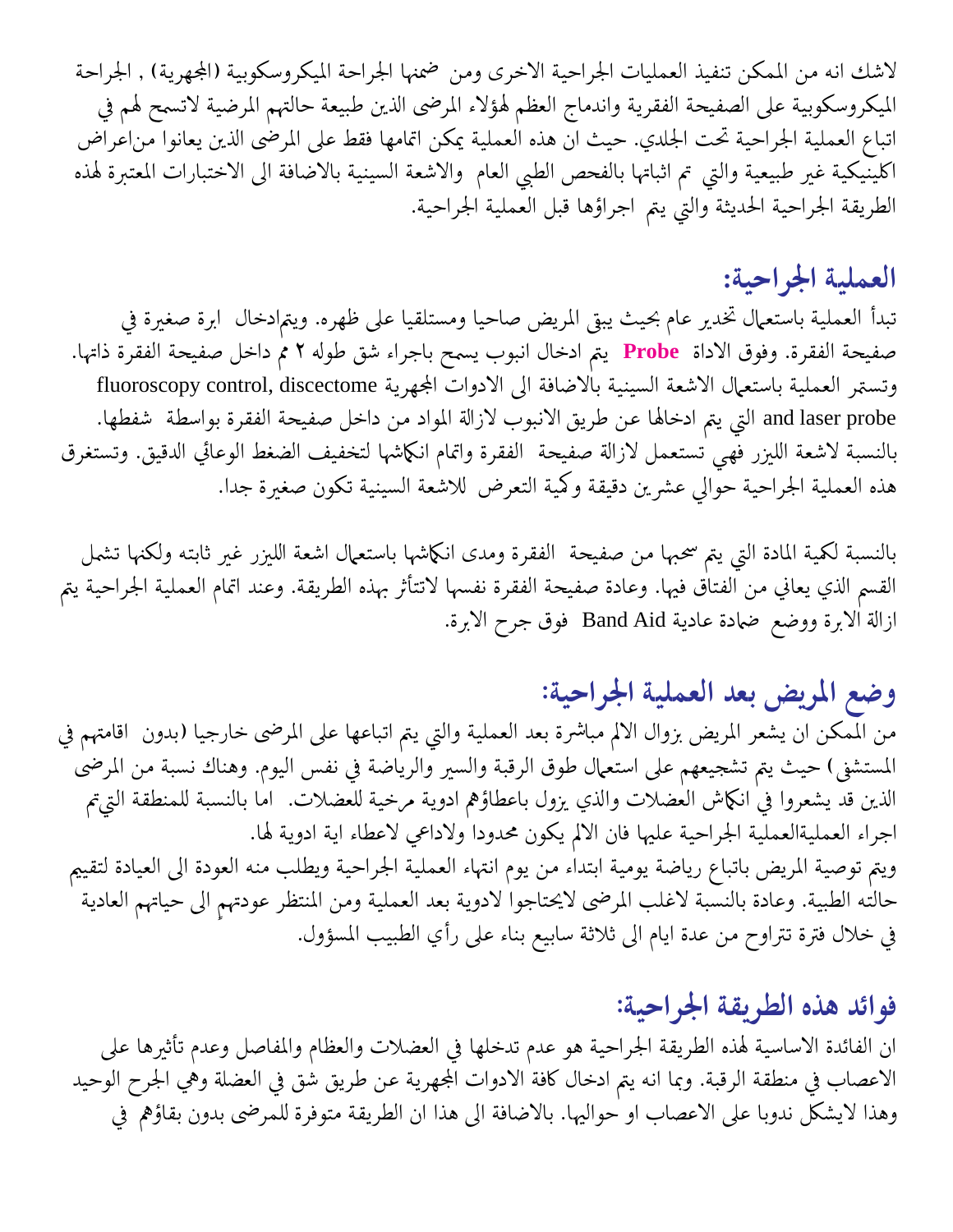لاشك انه من الممكن تنفيذ العمليات الجراحية الاخرى ومن ضمنها الجراحة الميكروسكوبية (المجهرية) , الجراحة الميكروسكوبية على الصفيحة الفقرية واندماج العظم لهؤلاء المرضى الذين طبيعة حالتهم المرضية لاتسمح لهم في اتباع العملية الجراحية تحت الجلدي. حيث ان هذه العملية يمكن اتمامها فقط على المرضى الذين يعانوا مناعراض اكلينيكية غير طبيعية والتي تم اثباتها بالفحص الطبي العام والاشعة السينية بالاضافة الى الاختبارات المعتبرة لهذه الطريقة الجراحية الحديثة والتي يتم اجراؤها قبل العملية الجراحية.

## العملية الجراحية:

تبدأ العملية باستعمال تخدير عام بحيث يبقى المريض صاحيا ومستلقيا على ظهره. ويتمادخال ابرة صغيرة في صفيحة الفقرة. وفوق الاداة **Probe** يتم ادخال انبوب يسمح باجراء شق طوله ٢ مم داخل صفيحة الفقرة ذاتها. وتستمر العملية باستعمال الاشعة السينية بالاضافة الى الادوات المجهرية fluoroscopy control, discectome and laser probe التي يتم ادخالها عن طريق الانبوب لازالة المواد من داخل صفيحة الفقرة بواسطة شفطها. بالنسبة لاشعة الليزر فهي تستعمل لازالة صفيحة الفقرة واتمام انكماشها لتخفيف الضغط الوعائي الدقيق. وتستغرق هذه العملية الجراحية حوالي عشرين دقيقة وكمية التعرض للاشعة السينية تكون صغيرة جدا.

بالنسبة لكمية المادة التي يتم سحبها من صفيحة الفقرة ومدى انكماشها باستعمال اشعة الليزر غير ثابته ولكنها تشمل القسم الذي يعاني من الفتاق فيها. وعادة صفيحة الفقرة نفسها لاتتأثر بهذه الطريقة. وعند اتمام العملية الجراحية يتم ازالة الابرة ووضع ضمادة عادية Band Aid فوق جرح الابرة.

## وضع المريض بعد العملية الجراحية:

من الممكن ان يشعر المريض بزوال الالم مباشرة بعد العملية والتي يتم اتباعها على المرضى خارجيا (بدون اقامتهم في المستشفى) حيث يتم تشجيعهم على استعمال طوق الرقبة والسير والرياضة في نفس اليوم. وهناك نسبة من المرضى الذين قد يشعروا في انكماش العضلات والذي يزول باعطاؤهم ادوية مرخية للعضلات. اما بالنسبة للمنطقة التيتم اجراء العمليةالعملية الجراحية عليها فان الالم يكون محدودا ولاداعي لاعطاء اية ادوية لها.
ويتم توصية المريض باتباع رياضة يومية ابتداء من يوم انتهاء العملية الجراحية ويطلب منه العودة الى العيادة لتقييم حالته الطبية. وعادة بالنسبة لاغلب المرضى لايحتاجوا لادوية بعد العملية ومن المنتظر عودتهم الى حياتهم العادية في خلال فترة تتراوح من عدة ايام الى ثلاثة سابيع بناء على رأي الطبيب المسؤول.

## فوائد هذه الطريقة الجراحية:

ان الفائدة الاساسية لهذه الطريقة الجراحية هو عدم تدخلها في العضلات والعظام والمفاصل وعدم تأثيرها على الاعصاب في منطقة الرقبة. وبما انه يتم ادخال كافة الادوات المجهرية عن طريق شق في العضلة وهي الجرح الوحيد وهذا لايشكل ندوبا على الاعصاب او حواليها. بالاضافة الى هذا ان الطريقة متوفرة للمرضى بدون بقاؤهم في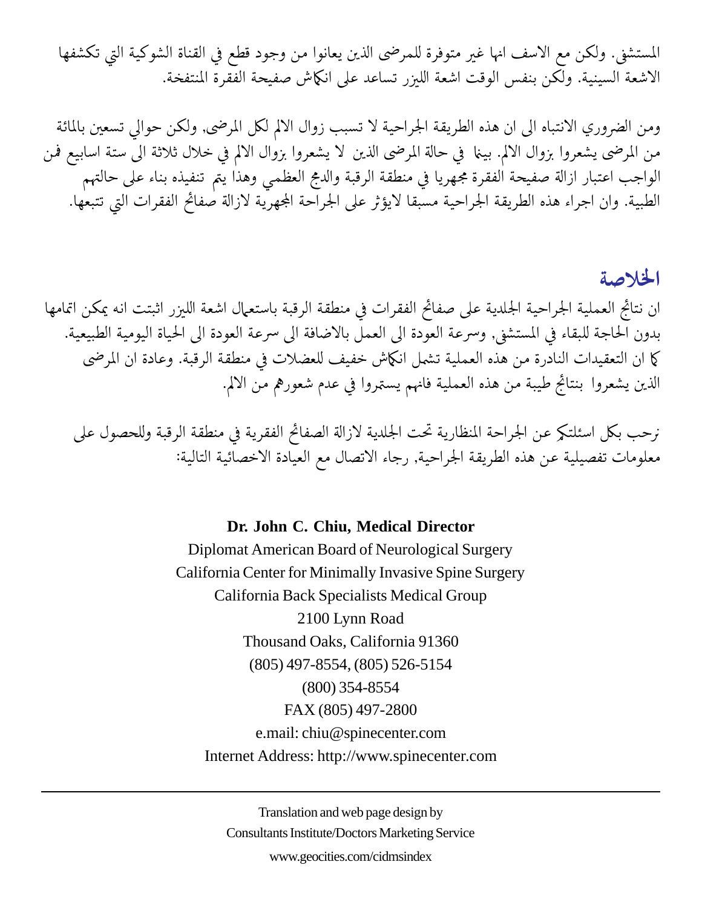المستشفى. ولكن مع الاسف انها غير متوفرة للمرضى الذين يعانوا من وجود قطع في القناة الشوكية التي تكشفها الاشعة السينية. ولكن بنفس الوقت اشعة الليزر تساعد على انكماش صفيحة الفقرة المنتفخة.

ومن الضروري الانتباه الى ان هذه الطريقة الجراحية لا تسبب زوال الالم لكل المرضى, ولكن حوالي تسعين بالمائة من المرضى يشعروا بزوال الالم. بينما في حالة المرضى الذين لا يشعروا بزوال الالم في خلال ثلاثة الى ستة اسابيع فمن الواجب اعتبار ازالة صفيحة الفقرة مجهريا في منطقة الرقبة والدمج العظمي وهذا يتم تنفيذه بناء على حالتهم الطبية. وان اجراء هذه الطريقة الجراحية مسبقا لايؤثر على الجراحة المجهرية لازالة صفائح الفقرات التي تتبعها.

## الخلاصة

ان نتائج العملية الجراحية الجلدية على صفائح الفقرات في منطقة الرقبة باستعمال اشعة الليزر اثبتت انه يمكن اتمامها بدون الحاجة للبقاء في المستشفى, وسرعة العودة الى العمل بالاضافة الى سرعة العودة الى الحياة اليومية الطبيعية. كما ان التعقيدات النادرة من هذه العملية تشمل انكماش خفيف للعضلات في منطقة الرقبة. وعادة ان المرضى الذين يشعروا بنتائج طيبة من هذه العملية فانهم يستمروا في عدم شعورهم من الالم.

نرحب بكل اسئلتكم عن الجراحة المنظارية تحت الجلدية لازالة الصفائح الفقرية في منطقة الرقبة وللحصول على معلومات تفصيلية عن هذه الطريقة الجراحية, رجاء الاتصال مع العيادة الاخصائية التالية:

**Dr. John C. Chiu, Medical Director**
Diplomat American Board of Neurological Surgery
California Center for Minimally Invasive Spine Surgery
California Back Specialists Medical Group
2100 Lynn Road
Thousand Oaks, California 91360
(805) 497-8554, (805) 526-5154
(800) 354-8554
FAX (805) 497-2800
e.mail: chiu@spinecenter.com
Internet Address: http://www.spinecenter.com

---

Translation and web page design by
Consultants Institute/Doctors Marketing Service
www.geocities.com/cidmsindex